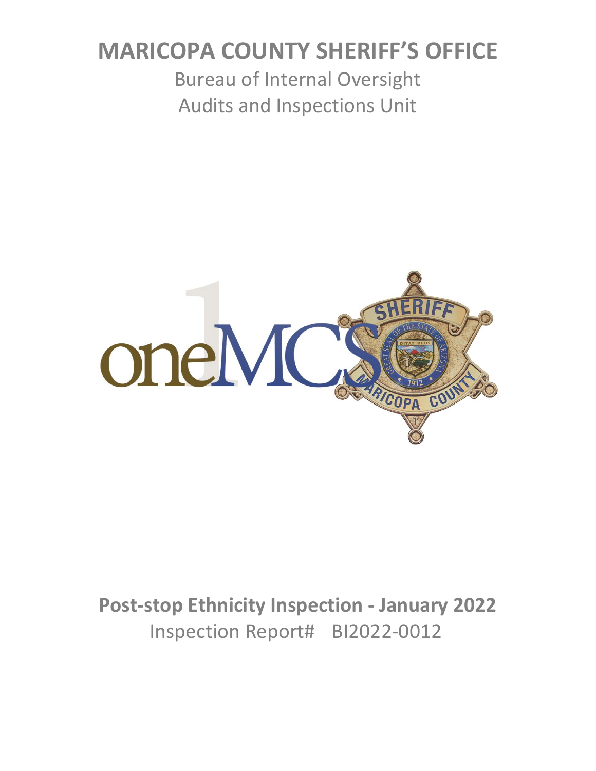# MARICOPA COUNTY SHERIFF'S OFFICE

Bureau of Internal Oversight
Audits and Inspections Unit

**Post-stop Ethnicity Inspection - January 2022**
Inspection Report# BI2022-0012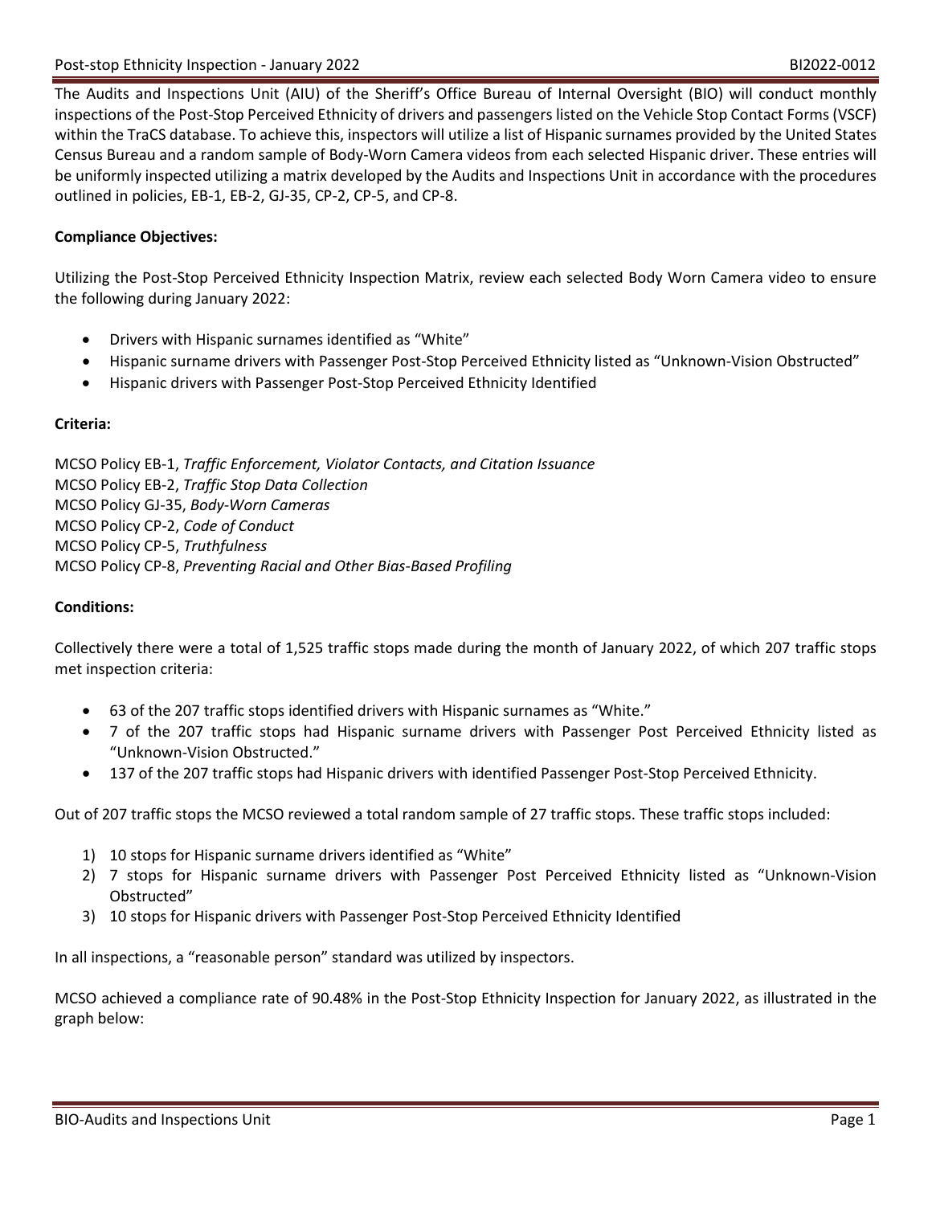The Audits and Inspections Unit (AIU) of the Sheriff's Office Bureau of Internal Oversight (BIO) will conduct monthly inspections of the Post-Stop Perceived Ethnicity of drivers and passengers listed on the Vehicle Stop Contact Forms (VSCF) within the TraCS database. To achieve this, inspectors will utilize a list of Hispanic surnames provided by the United States Census Bureau and a random sample of Body-Worn Camera videos from each selected Hispanic driver. These entries will be uniformly inspected utilizing a matrix developed by the Audits and Inspections Unit in accordance with the procedures outlined in policies, EB-1, EB-2, GJ-35, CP-2, CP-5, and CP-8.

**Compliance Objectives:**

Utilizing the Post-Stop Perceived Ethnicity Inspection Matrix, review each selected Body Worn Camera video to ensure the following during January 2022:

- Drivers with Hispanic surnames identified as "White"
- Hispanic surname drivers with Passenger Post-Stop Perceived Ethnicity listed as "Unknown-Vision Obstructed"
- Hispanic drivers with Passenger Post-Stop Perceived Ethnicity Identified

**Criteria:**

MCSO Policy EB-1, *Traffic Enforcement, Violator Contacts, and Citation Issuance*
MCSO Policy EB-2, *Traffic Stop Data Collection*
MCSO Policy GJ-35, *Body-Worn Cameras*
MCSO Policy CP-2, *Code of Conduct*
MCSO Policy CP-5, *Truthfulness*
MCSO Policy CP-8, *Preventing Racial and Other Bias-Based Profiling*

**Conditions:**

Collectively there were a total of 1,525 traffic stops made during the month of January 2022, of which 207 traffic stops met inspection criteria:

- 63 of the 207 traffic stops identified drivers with Hispanic surnames as "White."
- 7 of the 207 traffic stops had Hispanic surname drivers with Passenger Post Perceived Ethnicity listed as "Unknown-Vision Obstructed."
- 137 of the 207 traffic stops had Hispanic drivers with identified Passenger Post-Stop Perceived Ethnicity.

Out of 207 traffic stops the MCSO reviewed a total random sample of 27 traffic stops. These traffic stops included:

1) 10 stops for Hispanic surname drivers identified as "White"
2) 7 stops for Hispanic surname drivers with Passenger Post Perceived Ethnicity listed as "Unknown-Vision Obstructed"
3) 10 stops for Hispanic drivers with Passenger Post-Stop Perceived Ethnicity Identified

In all inspections, a "reasonable person" standard was utilized by inspectors.

MCSO achieved a compliance rate of 90.48% in the Post-Stop Ethnicity Inspection for January 2022, as illustrated in the graph below: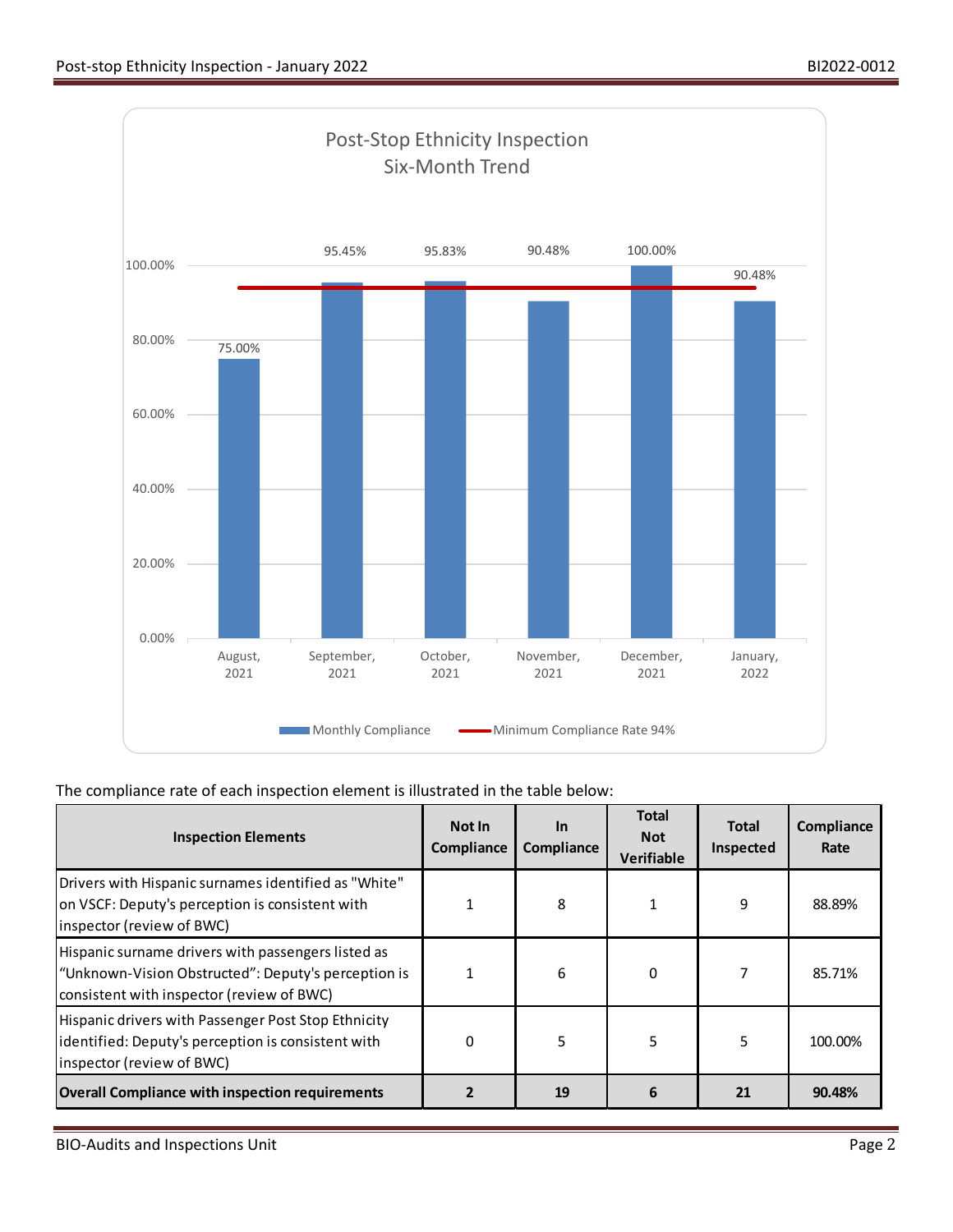Post-Stop Ethnicity Inspection
Six-Month Trend

| Month | Monthly Compliance |
|---|---|
| August, 2021 | 75.00% |
| September, 2021 | 95.45% |
| October, 2021 | 95.83% |
| November, 2021 | 90.48% |
| December, 2021 | 100.00% |
| January, 2022 | 90.48% |

Minimum Compliance Rate 94%

The compliance rate of each inspection element is illustrated in the table below:

| Inspection Elements | Not In Compliance | In Compliance | Total Not Verifiable | Total Inspected | Compliance Rate |
|---|---|---|---|---|---|
| Drivers with Hispanic surnames identified as "White" on VSCF: Deputy's perception is consistent with inspector (review of BWC) | 1 | 8 | 1 | 9 | 88.89% |
| Hispanic surname drivers with passengers listed as "Unknown-Vision Obstructed": Deputy's perception is consistent with inspector (review of BWC) | 1 | 6 | 0 | 7 | 85.71% |
| Hispanic drivers with Passenger Post Stop Ethnicity identified: Deputy's perception is consistent with inspector (review of BWC) | 0 | 5 | 5 | 5 | 100.00% |
| **Overall Compliance with inspection requirements** | **2** | **19** | **6** | **21** | **90.48%** |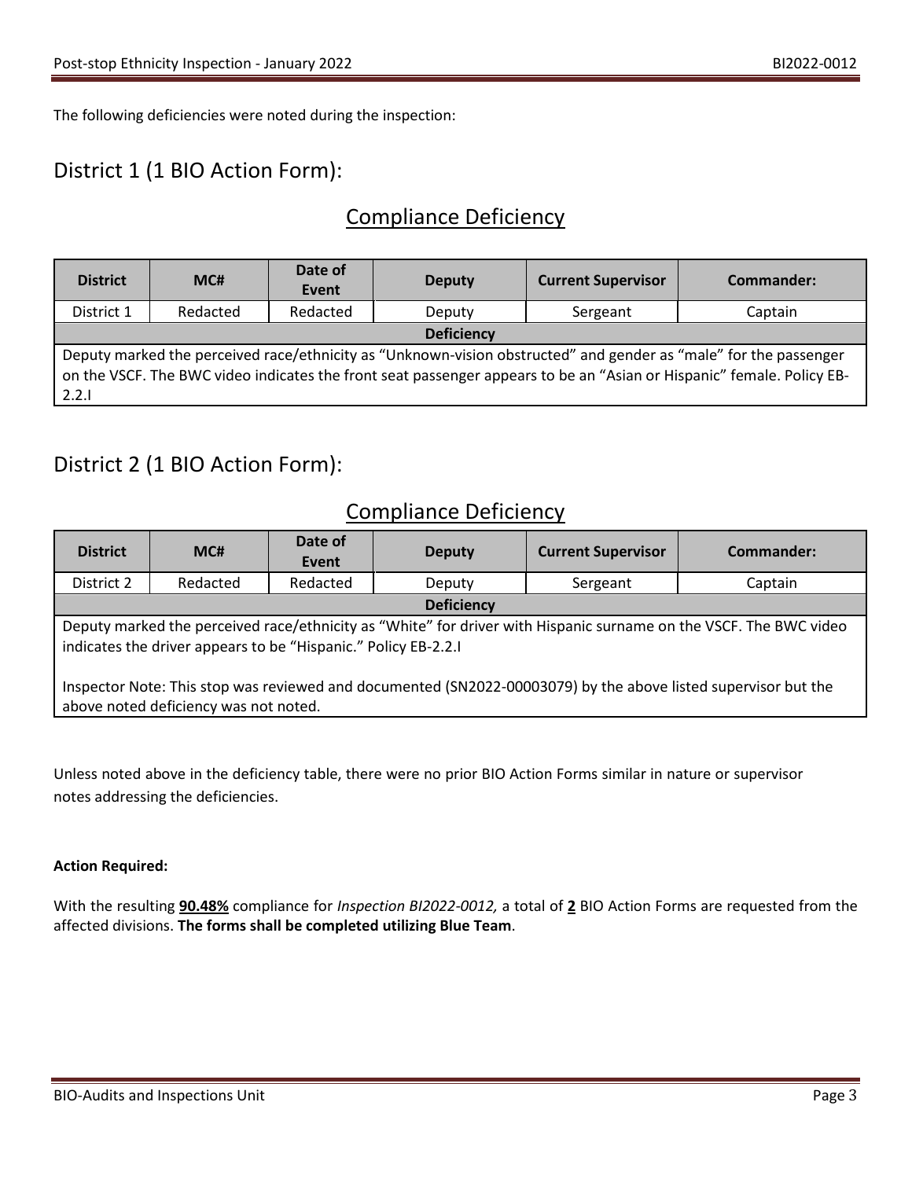The following deficiencies were noted during the inspection:

## District 1 (1 BIO Action Form):

### Compliance Deficiency

| District | MC# | Date of Event | Deputy | Current Supervisor | Commander: |
|---|---|---|---|---|---|
| District 1 | Redacted | Redacted | Deputy | Sergeant | Captain |
| **Deficiency** | | | | | |
| Deputy marked the perceived race/ethnicity as "Unknown-vision obstructed" and gender as "male" for the passenger on the VSCF. The BWC video indicates the front seat passenger appears to be an "Asian or Hispanic" female. Policy EB-2.2.I | | | | | |

## District 2 (1 BIO Action Form):

### Compliance Deficiency

| District | MC# | Date of Event | Deputy | Current Supervisor | Commander: |
|---|---|---|---|---|---|
| District 2 | Redacted | Redacted | Deputy | Sergeant | Captain |
| **Deficiency** | | | | | |
| Deputy marked the perceived race/ethnicity as "White" for driver with Hispanic surname on the VSCF. The BWC video indicates the driver appears to be "Hispanic." Policy EB-2.2.I<br><br>Inspector Note: This stop was reviewed and documented (SN2022-00003079) by the above listed supervisor but the above noted deficiency was not noted. | | | | | |

Unless noted above in the deficiency table, there were no prior BIO Action Forms similar in nature or supervisor notes addressing the deficiencies.

**Action Required:**

With the resulting **90.48%** compliance for *Inspection BI2022-0012,* a total of **2** BIO Action Forms are requested from the affected divisions. **The forms shall be completed utilizing Blue Team**.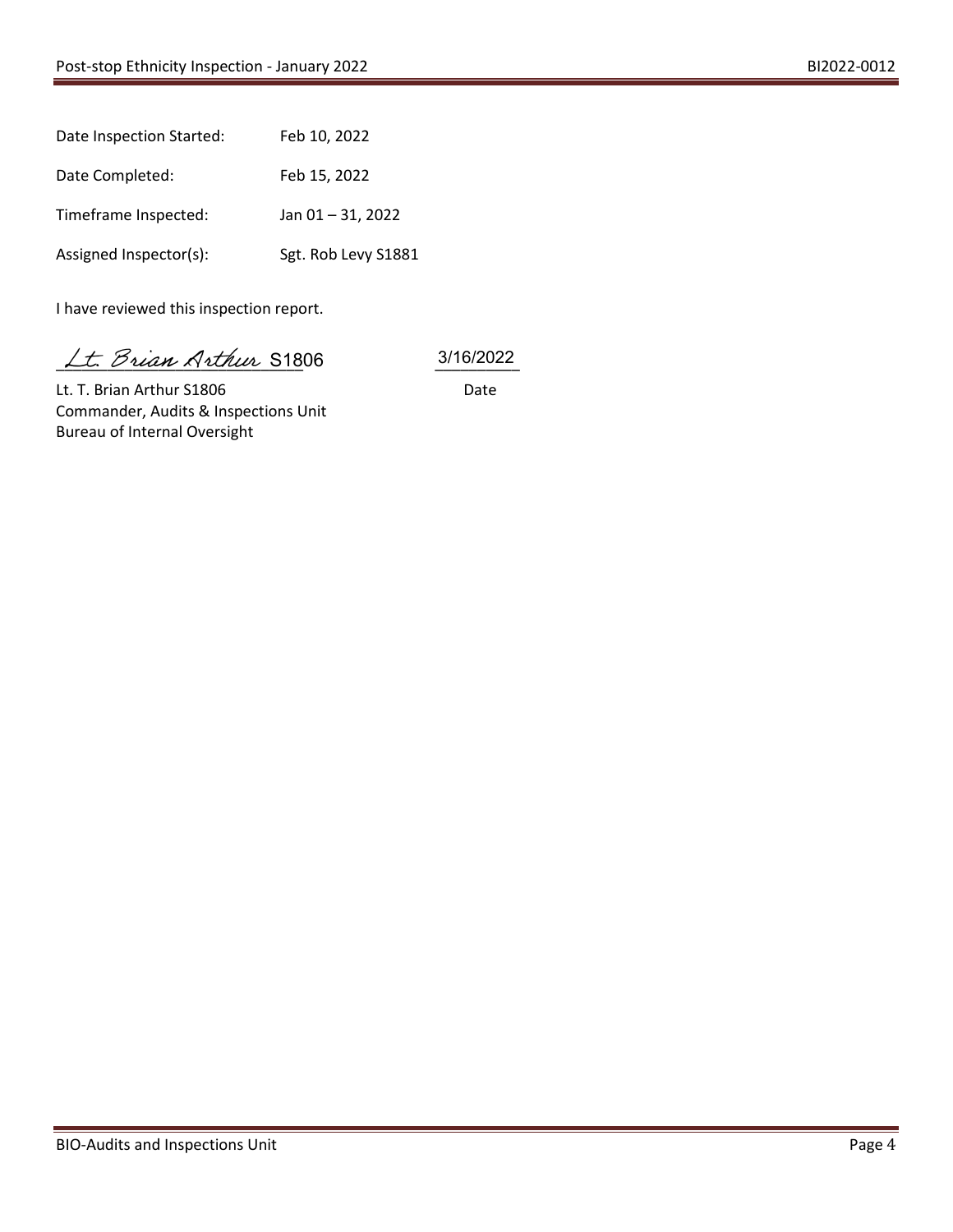| | |
|---|---|
| Date Inspection Started: | Feb 10, 2022 |
| Date Completed: | Feb 15, 2022 |
| Timeframe Inspected: | Jan 01 – 31, 2022 |
| Assigned Inspector(s): | Sgt. Rob Levy S1881 |

I have reviewed this inspection report.

_Lt. Brian Arthur_ S1806 3/16/2022

Lt. T. Brian Arthur S1806 Date
Commander, Audits & Inspections Unit
Bureau of Internal Oversight